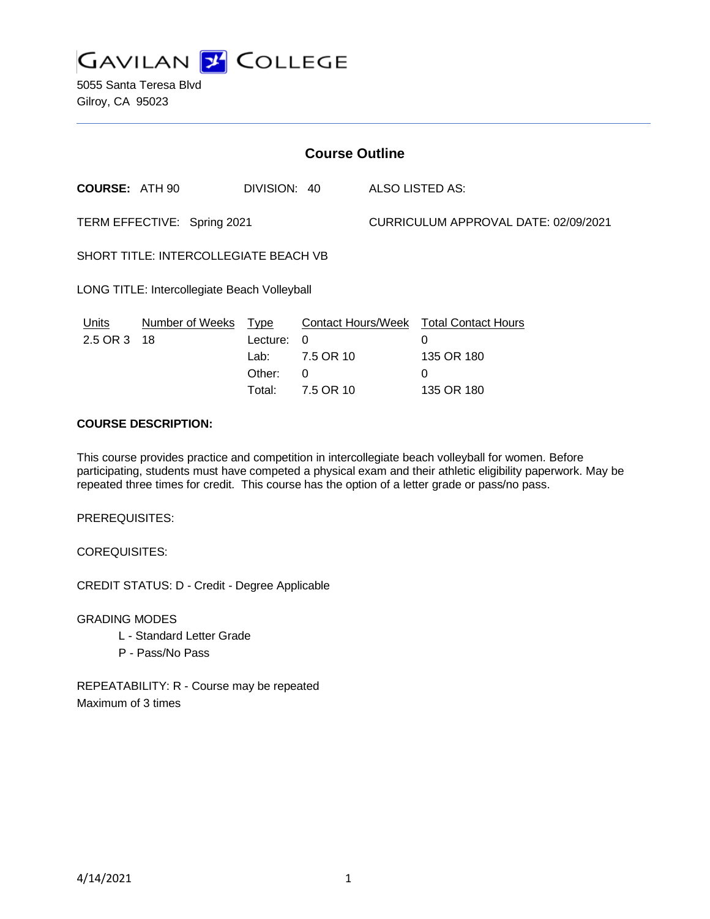# GAVILAN COLLEGE

5055 Santa Teresa Blvd
Gilroy, CA 95023

## Course Outline

**COURSE:** ATH 90 DIVISION: 40 ALSO LISTED AS:

TERM EFFECTIVE: Spring 2021 CURRICULUM APPROVAL DATE: 02/09/2021

SHORT TITLE: INTERCOLLEGIATE BEACH VB

LONG TITLE: Intercollegiate Beach Volleyball

| Units | Number of Weeks | Type | Contact Hours/Week | Total Contact Hours |
|---|---|---|---|---|
| 2.5 OR 3 | 18 | Lecture: | 0 | 0 |
| | | Lab: | 7.5 OR 10 | 135 OR 180 |
| | | Other: | 0 | 0 |
| | | Total: | 7.5 OR 10 | 135 OR 180 |

**COURSE DESCRIPTION:**

This course provides practice and competition in intercollegiate beach volleyball for women. Before participating, students must have competed a physical exam and their athletic eligibility paperwork. May be repeated three times for credit. This course has the option of a letter grade or pass/no pass.

PREREQUISITES:

COREQUISITES:

CREDIT STATUS: D - Credit - Degree Applicable

GRADING MODES
- L - Standard Letter Grade
- P - Pass/No Pass

REPEATABILITY: R - Course may be repeated
Maximum of 3 times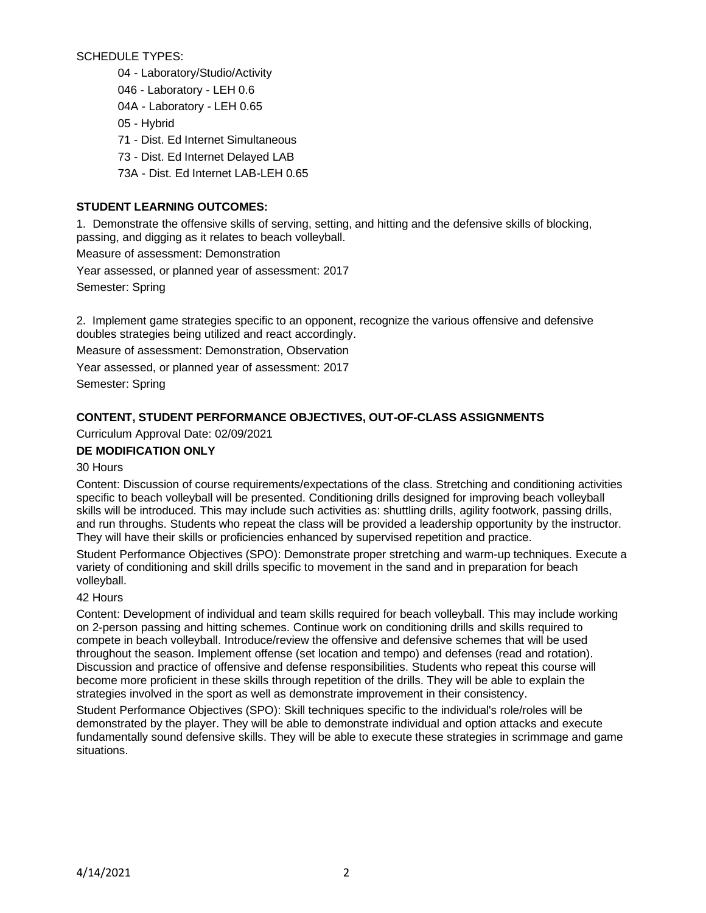SCHEDULE TYPES:

- 04 - Laboratory/Studio/Activity
- 046 - Laboratory - LEH 0.6
- 04A - Laboratory - LEH 0.65
- 05 - Hybrid
- 71 - Dist. Ed Internet Simultaneous
- 73 - Dist. Ed Internet Delayed LAB
- 73A - Dist. Ed Internet LAB-LEH 0.65

**STUDENT LEARNING OUTCOMES:**

1. Demonstrate the offensive skills of serving, setting, and hitting and the defensive skills of blocking, passing, and digging as it relates to beach volleyball.

Measure of assessment: Demonstration

Year assessed, or planned year of assessment: 2017

Semester: Spring

2. Implement game strategies specific to an opponent, recognize the various offensive and defensive doubles strategies being utilized and react accordingly.

Measure of assessment: Demonstration, Observation

Year assessed, or planned year of assessment: 2017

Semester: Spring

**CONTENT, STUDENT PERFORMANCE OBJECTIVES, OUT-OF-CLASS ASSIGNMENTS**

Curriculum Approval Date: 02/09/2021

**DE MODIFICATION ONLY**

30 Hours

Content: Discussion of course requirements/expectations of the class. Stretching and conditioning activities specific to beach volleyball will be presented. Conditioning drills designed for improving beach volleyball skills will be introduced. This may include such activities as: shuttling drills, agility footwork, passing drills, and run throughs. Students who repeat the class will be provided a leadership opportunity by the instructor. They will have their skills or proficiencies enhanced by supervised repetition and practice.

Student Performance Objectives (SPO): Demonstrate proper stretching and warm-up techniques. Execute a variety of conditioning and skill drills specific to movement in the sand and in preparation for beach volleyball.

42 Hours

Content: Development of individual and team skills required for beach volleyball. This may include working on 2-person passing and hitting schemes. Continue work on conditioning drills and skills required to compete in beach volleyball. Introduce/review the offensive and defensive schemes that will be used throughout the season. Implement offense (set location and tempo) and defenses (read and rotation). Discussion and practice of offensive and defense responsibilities. Students who repeat this course will become more proficient in these skills through repetition of the drills. They will be able to explain the strategies involved in the sport as well as demonstrate improvement in their consistency.

Student Performance Objectives (SPO): Skill techniques specific to the individual's role/roles will be demonstrated by the player. They will be able to demonstrate individual and option attacks and execute fundamentally sound defensive skills. They will be able to execute these strategies in scrimmage and game situations.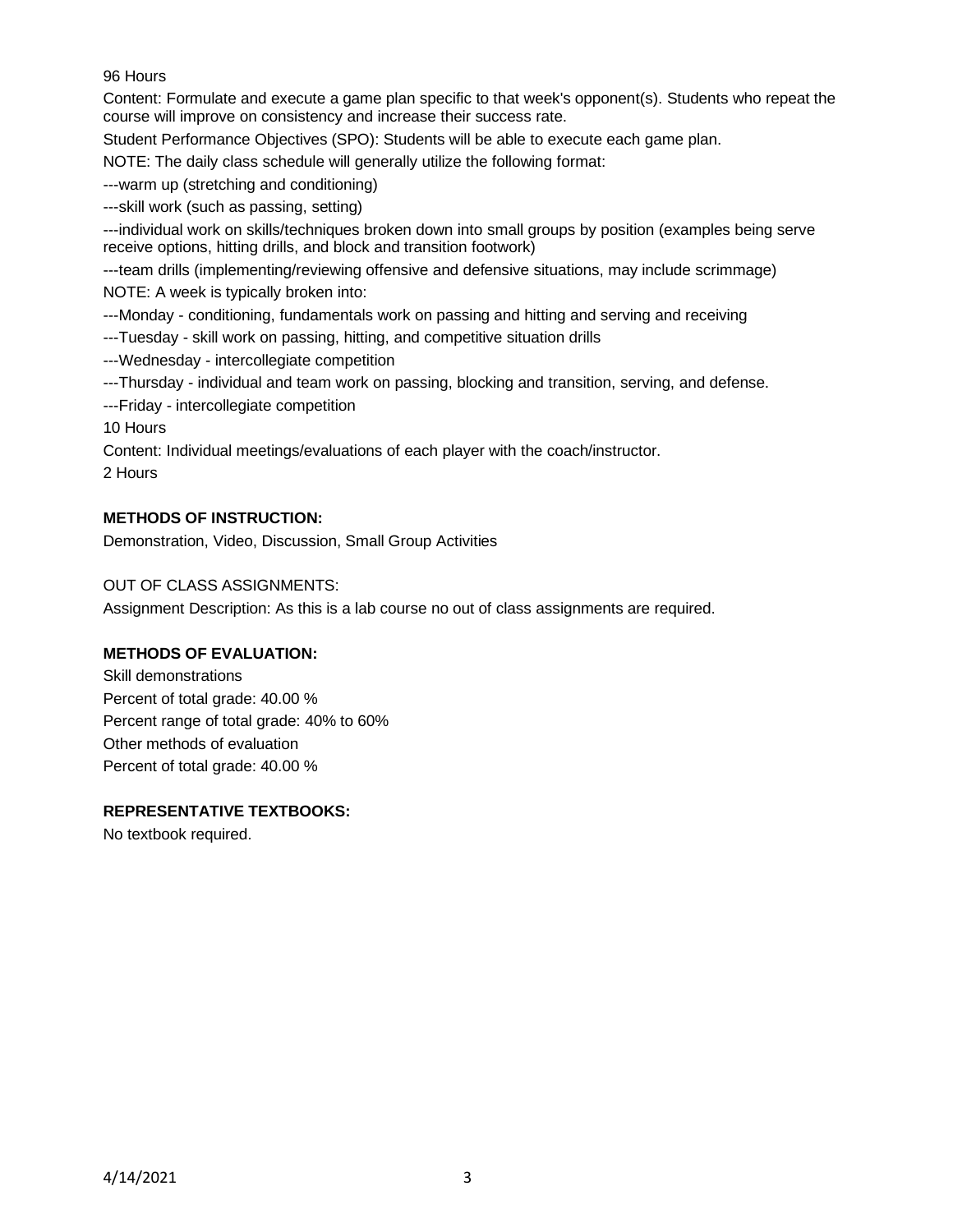96 Hours

Content: Formulate and execute a game plan specific to that week's opponent(s). Students who repeat the course will improve on consistency and increase their success rate.

Student Performance Objectives (SPO): Students will be able to execute each game plan.

NOTE: The daily class schedule will generally utilize the following format:

---warm up (stretching and conditioning)

---skill work (such as passing, setting)

---individual work on skills/techniques broken down into small groups by position (examples being serve receive options, hitting drills, and block and transition footwork)

---team drills (implementing/reviewing offensive and defensive situations, may include scrimmage)

NOTE: A week is typically broken into:

---Monday - conditioning, fundamentals work on passing and hitting and serving and receiving

---Tuesday - skill work on passing, hitting, and competitive situation drills

---Wednesday - intercollegiate competition

---Thursday - individual and team work on passing, blocking and transition, serving, and defense.

---Friday - intercollegiate competition

10 Hours

Content: Individual meetings/evaluations of each player with the coach/instructor.

2 Hours

**METHODS OF INSTRUCTION:**

Demonstration, Video, Discussion, Small Group Activities

OUT OF CLASS ASSIGNMENTS:

Assignment Description: As this is a lab course no out of class assignments are required.

**METHODS OF EVALUATION:**

Skill demonstrations

Percent of total grade: 40.00 %

Percent range of total grade: 40% to 60%

Other methods of evaluation

Percent of total grade: 40.00 %

**REPRESENTATIVE TEXTBOOKS:**

No textbook required.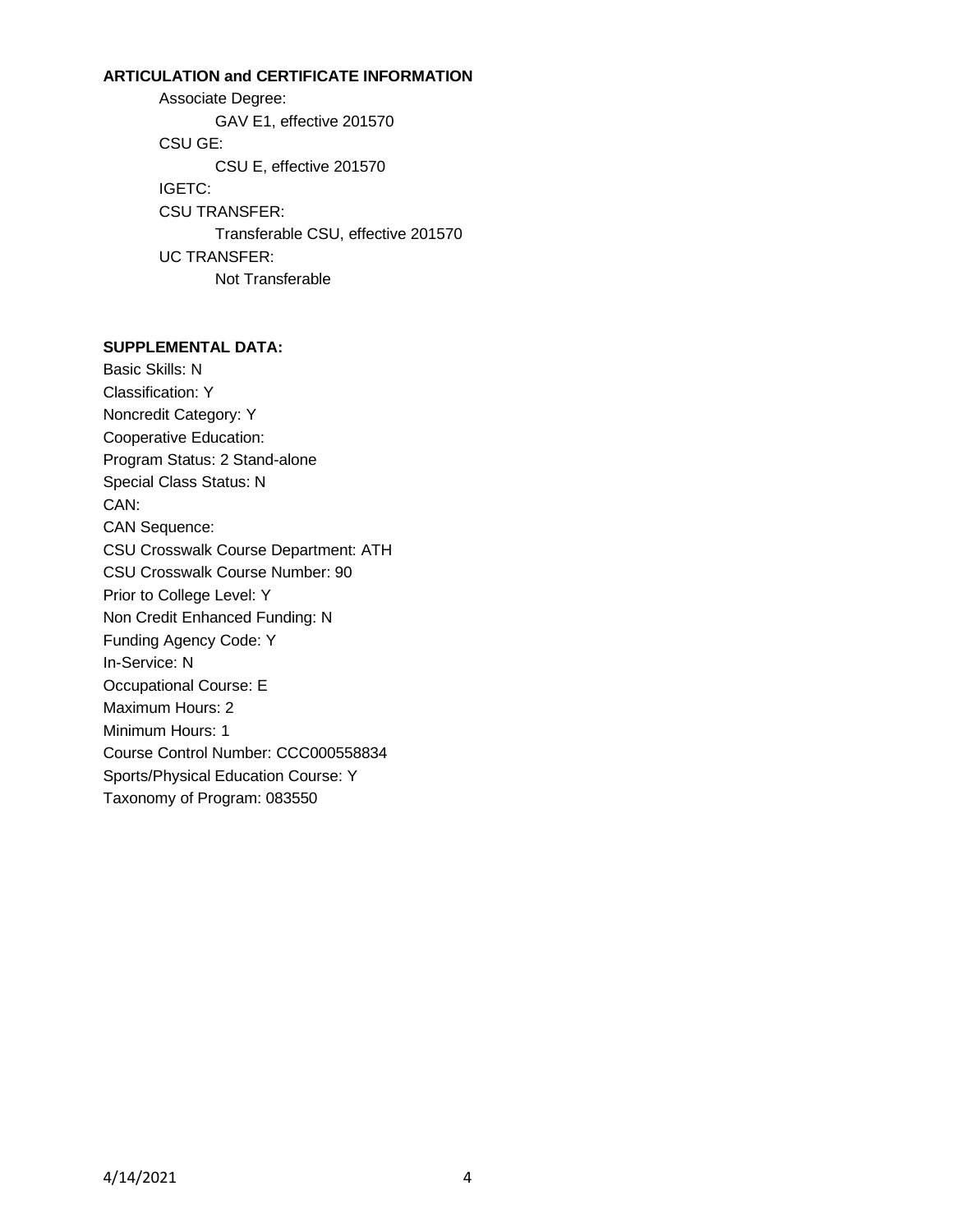**ARTICULATION and CERTIFICATE INFORMATION**

Associate Degree:
GAV E1, effective 201570
CSU GE:
CSU E, effective 201570
IGETC:
CSU TRANSFER:
Transferable CSU, effective 201570
UC TRANSFER:
Not Transferable

**SUPPLEMENTAL DATA:**

Basic Skills: N
Classification: Y
Noncredit Category: Y
Cooperative Education:
Program Status: 2 Stand-alone
Special Class Status: N
CAN:
CAN Sequence:
CSU Crosswalk Course Department: ATH
CSU Crosswalk Course Number: 90
Prior to College Level: Y
Non Credit Enhanced Funding: N
Funding Agency Code: Y
In-Service: N
Occupational Course: E
Maximum Hours: 2
Minimum Hours: 1
Course Control Number: CCC000558834
Sports/Physical Education Course: Y
Taxonomy of Program: 083550